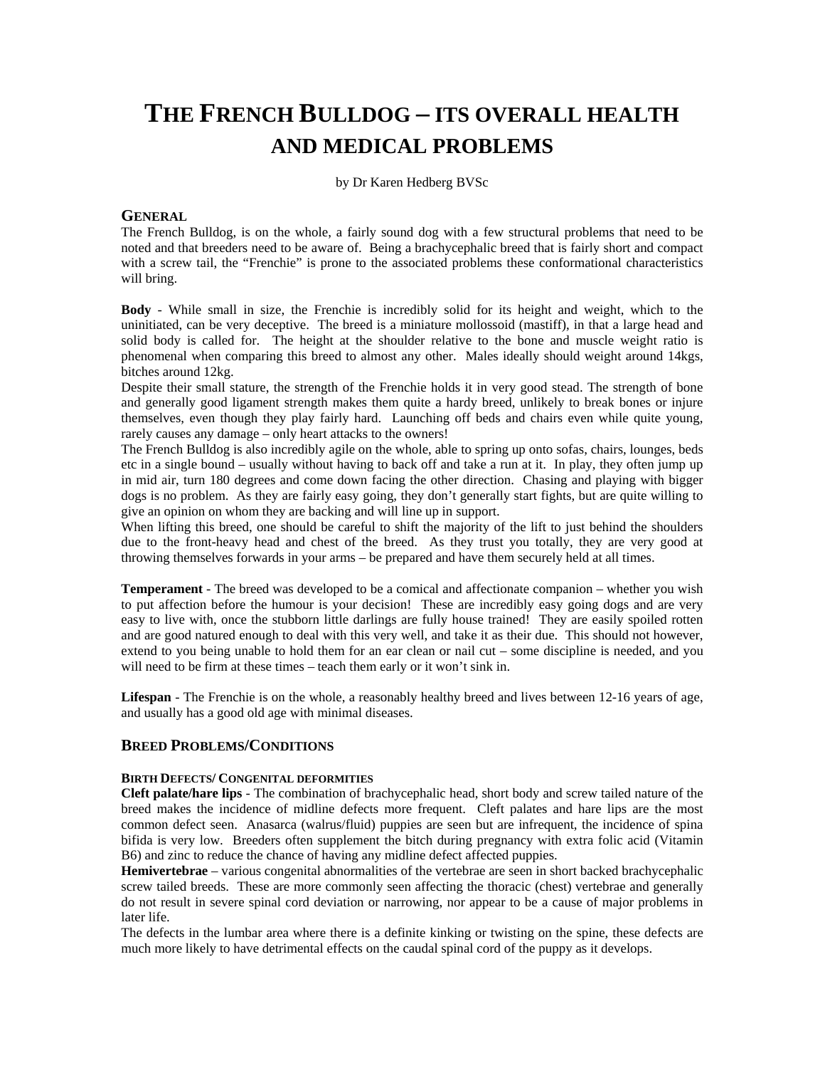# The French Bulldog – its overall health and medical problems

by Dr Karen Hedberg BVSc

## General

The French Bulldog, is on the whole, a fairly sound dog with a few structural problems that need to be noted and that breeders need to be aware of. Being a brachycephalic breed that is fairly short and compact with a screw tail, the "Frenchie" is prone to the associated problems these conformational characteristics will bring.

**Body** - While small in size, the Frenchie is incredibly solid for its height and weight, which to the uninitiated, can be very deceptive. The breed is a miniature mollossoid (mastiff), in that a large head and solid body is called for. The height at the shoulder relative to the bone and muscle weight ratio is phenomenal when comparing this breed to almost any other. Males ideally should weight around 14kgs, bitches around 12kg.

Despite their small stature, the strength of the Frenchie holds it in very good stead. The strength of bone and generally good ligament strength makes them quite a hardy breed, unlikely to break bones or injure themselves, even though they play fairly hard. Launching off beds and chairs even while quite young, rarely causes any damage – only heart attacks to the owners!

The French Bulldog is also incredibly agile on the whole, able to spring up onto sofas, chairs, lounges, beds etc in a single bound – usually without having to back off and take a run at it. In play, they often jump up in mid air, turn 180 degrees and come down facing the other direction. Chasing and playing with bigger dogs is no problem. As they are fairly easy going, they don't generally start fights, but are quite willing to give an opinion on whom they are backing and will line up in support.

When lifting this breed, one should be careful to shift the majority of the lift to just behind the shoulders due to the front-heavy head and chest of the breed. As they trust you totally, they are very good at throwing themselves forwards in your arms – be prepared and have them securely held at all times.

**Temperament** - The breed was developed to be a comical and affectionate companion – whether you wish to put affection before the humour is your decision! These are incredibly easy going dogs and are very easy to live with, once the stubborn little darlings are fully house trained! They are easily spoiled rotten and are good natured enough to deal with this very well, and take it as their due. This should not however, extend to you being unable to hold them for an ear clean or nail cut – some discipline is needed, and you will need to be firm at these times – teach them early or it won't sink in.

**Lifespan** - The Frenchie is on the whole, a reasonably healthy breed and lives between 12-16 years of age, and usually has a good old age with minimal diseases.

## Breed Problems/Conditions

### Birth Defects/ Congenital deformities

**Cleft palate/hare lips** - The combination of brachycephalic head, short body and screw tailed nature of the breed makes the incidence of midline defects more frequent. Cleft palates and hare lips are the most common defect seen. Anasarca (walrus/fluid) puppies are seen but are infrequent, the incidence of spina bifida is very low. Breeders often supplement the bitch during pregnancy with extra folic acid (Vitamin B6) and zinc to reduce the chance of having any midline defect affected puppies.

**Hemivertebrae** – various congenital abnormalities of the vertebrae are seen in short backed brachycephalic screw tailed breeds. These are more commonly seen affecting the thoracic (chest) vertebrae and generally do not result in severe spinal cord deviation or narrowing, nor appear to be a cause of major problems in later life.

The defects in the lumbar area where there is a definite kinking or twisting on the spine, these defects are much more likely to have detrimental effects on the caudal spinal cord of the puppy as it develops.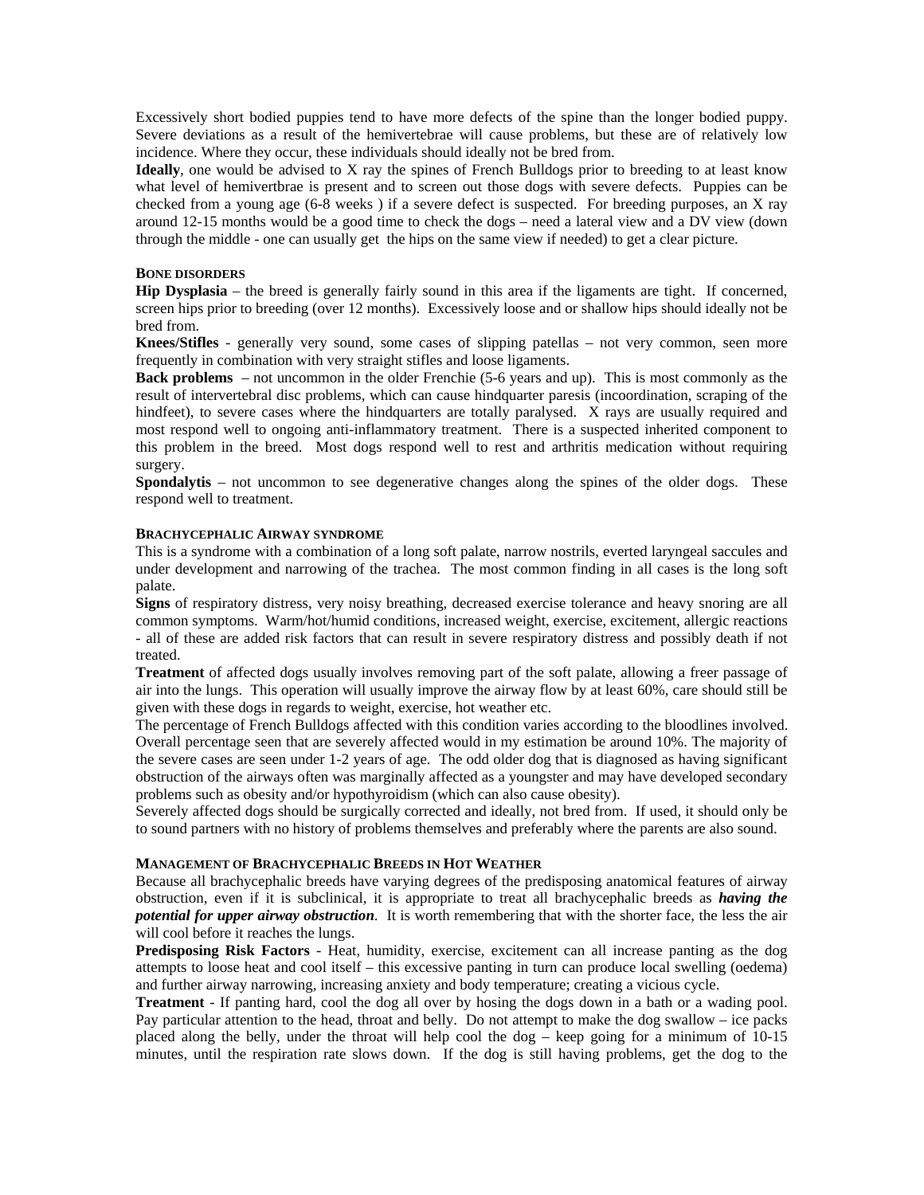Excessively short bodied puppies tend to have more defects of the spine than the longer bodied puppy. Severe deviations as a result of the hemivertebrae will cause problems, but these are of relatively low incidence. Where they occur, these individuals should ideally not be bred from.

**Ideally**, one would be advised to X ray the spines of French Bulldogs prior to breeding to at least know what level of hemivertbrae is present and to screen out those dogs with severe defects. Puppies can be checked from a young age (6-8 weeks ) if a severe defect is suspected. For breeding purposes, an X ray around 12-15 months would be a good time to check the dogs – need a lateral view and a DV view (down through the middle - one can usually get the hips on the same view if needed) to get a clear picture.

### BONE DISORDERS

**Hip Dysplasia** – the breed is generally fairly sound in this area if the ligaments are tight. If concerned, screen hips prior to breeding (over 12 months). Excessively loose and or shallow hips should ideally not be bred from.

**Knees/Stifles** - generally very sound, some cases of slipping patellas – not very common, seen more frequently in combination with very straight stifles and loose ligaments.

**Back problems** – not uncommon in the older Frenchie (5-6 years and up). This is most commonly as the result of intervertebral disc problems, which can cause hindquarter paresis (incoordination, scraping of the hindfeet), to severe cases where the hindquarters are totally paralysed. X rays are usually required and most respond well to ongoing anti-inflammatory treatment. There is a suspected inherited component to this problem in the breed. Most dogs respond well to rest and arthritis medication without requiring surgery.

**Spondalytis** – not uncommon to see degenerative changes along the spines of the older dogs. These respond well to treatment.

### BRACHYCEPHALIC AIRWAY SYNDROME

This is a syndrome with a combination of a long soft palate, narrow nostrils, everted laryngeal saccules and under development and narrowing of the trachea. The most common finding in all cases is the long soft palate.

**Signs** of respiratory distress, very noisy breathing, decreased exercise tolerance and heavy snoring are all common symptoms. Warm/hot/humid conditions, increased weight, exercise, excitement, allergic reactions - all of these are added risk factors that can result in severe respiratory distress and possibly death if not treated.

**Treatment** of affected dogs usually involves removing part of the soft palate, allowing a freer passage of air into the lungs. This operation will usually improve the airway flow by at least 60%, care should still be given with these dogs in regards to weight, exercise, hot weather etc.

The percentage of French Bulldogs affected with this condition varies according to the bloodlines involved. Overall percentage seen that are severely affected would in my estimation be around 10%. The majority of the severe cases are seen under 1-2 years of age. The odd older dog that is diagnosed as having significant obstruction of the airways often was marginally affected as a youngster and may have developed secondary problems such as obesity and/or hypothyroidism (which can also cause obesity).

Severely affected dogs should be surgically corrected and ideally, not bred from. If used, it should only be to sound partners with no history of problems themselves and preferably where the parents are also sound.

### MANAGEMENT OF BRACHYCEPHALIC BREEDS IN HOT WEATHER

Because all brachycephalic breeds have varying degrees of the predisposing anatomical features of airway obstruction, even if it is subclinical, it is appropriate to treat all brachycephalic breeds as ***having the potential for upper airway obstruction***. It is worth remembering that with the shorter face, the less the air will cool before it reaches the lungs.

**Predisposing Risk Factors** - Heat, humidity, exercise, excitement can all increase panting as the dog attempts to loose heat and cool itself – this excessive panting in turn can produce local swelling (oedema) and further airway narrowing, increasing anxiety and body temperature; creating a vicious cycle.

**Treatment** - If panting hard, cool the dog all over by hosing the dogs down in a bath or a wading pool. Pay particular attention to the head, throat and belly. Do not attempt to make the dog swallow – ice packs placed along the belly, under the throat will help cool the dog – keep going for a minimum of 10-15 minutes, until the respiration rate slows down. If the dog is still having problems, get the dog to the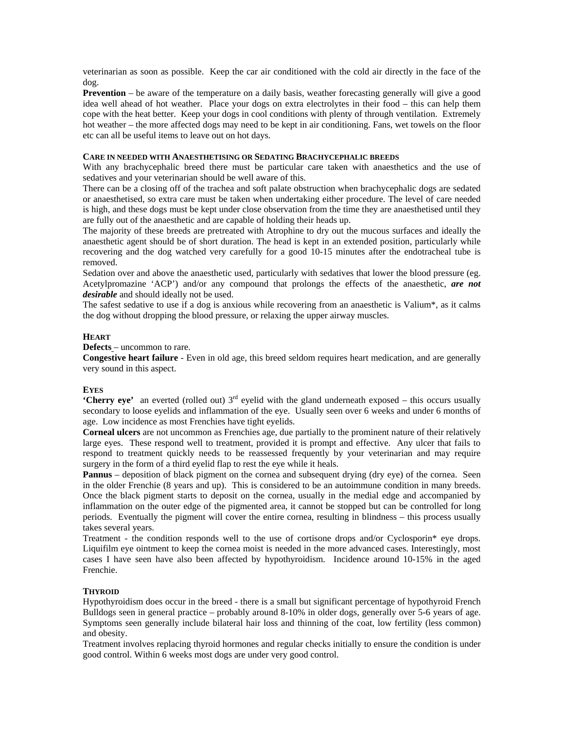veterinarian as soon as possible. Keep the car air conditioned with the cold air directly in the face of the dog.

**Prevention** – be aware of the temperature on a daily basis, weather forecasting generally will give a good idea well ahead of hot weather. Place your dogs on extra electrolytes in their food – this can help them cope with the heat better. Keep your dogs in cool conditions with plenty of through ventilation. Extremely hot weather – the more affected dogs may need to be kept in air conditioning. Fans, wet towels on the floor etc can all be useful items to leave out on hot days.

#### CARE IN NEEDED WITH ANAESTHETISING OR SEDATING BRACHYCEPHALIC BREEDS

With any brachycephalic breed there must be particular care taken with anaesthetics and the use of sedatives and your veterinarian should be well aware of this.

There can be a closing off of the trachea and soft palate obstruction when brachycephalic dogs are sedated or anaesthetised, so extra care must be taken when undertaking either procedure. The level of care needed is high, and these dogs must be kept under close observation from the time they are anaesthetised until they are fully out of the anaesthetic and are capable of holding their heads up.

The majority of these breeds are pretreated with Atrophine to dry out the mucous surfaces and ideally the anaesthetic agent should be of short duration. The head is kept in an extended position, particularly while recovering and the dog watched very carefully for a good 10-15 minutes after the endotracheal tube is removed.

Sedation over and above the anaesthetic used, particularly with sedatives that lower the blood pressure (eg. Acetylpromazine 'ACP') and/or any compound that prolongs the effects of the anaesthetic, ***are not desirable*** and should ideally not be used.

The safest sedative to use if a dog is anxious while recovering from an anaesthetic is Valium*, as it calms the dog without dropping the blood pressure, or relaxing the upper airway muscles.

#### HEART

**Defects** – uncommon to rare.

**Congestive heart failure** - Even in old age, this breed seldom requires heart medication, and are generally very sound in this aspect.

#### EYES

**'Cherry eye'** an everted (rolled out) 3rd eyelid with the gland underneath exposed – this occurs usually secondary to loose eyelids and inflammation of the eye. Usually seen over 6 weeks and under 6 months of age. Low incidence as most Frenchies have tight eyelids.

**Corneal ulcers** are not uncommon as Frenchies age, due partially to the prominent nature of their relatively large eyes. These respond well to treatment, provided it is prompt and effective. Any ulcer that fails to respond to treatment quickly needs to be reassessed frequently by your veterinarian and may require surgery in the form of a third eyelid flap to rest the eye while it heals.

**Pannus** – deposition of black pigment on the cornea and subsequent drying (dry eye) of the cornea. Seen in the older Frenchie (8 years and up). This is considered to be an autoimmune condition in many breeds. Once the black pigment starts to deposit on the cornea, usually in the medial edge and accompanied by inflammation on the outer edge of the pigmented area, it cannot be stopped but can be controlled for long periods. Eventually the pigment will cover the entire cornea, resulting in blindness – this process usually takes several years.

Treatment - the condition responds well to the use of cortisone drops and/or Cyclosporin* eye drops. Liquifilm eye ointment to keep the cornea moist is needed in the more advanced cases. Interestingly, most cases I have seen have also been affected by hypothyroidism. Incidence around 10-15% in the aged Frenchie.

#### THYROID

Hypothyroidism does occur in the breed - there is a small but significant percentage of hypothyroid French Bulldogs seen in general practice – probably around 8-10% in older dogs, generally over 5-6 years of age. Symptoms seen generally include bilateral hair loss and thinning of the coat, low fertility (less common) and obesity.

Treatment involves replacing thyroid hormones and regular checks initially to ensure the condition is under good control. Within 6 weeks most dogs are under very good control.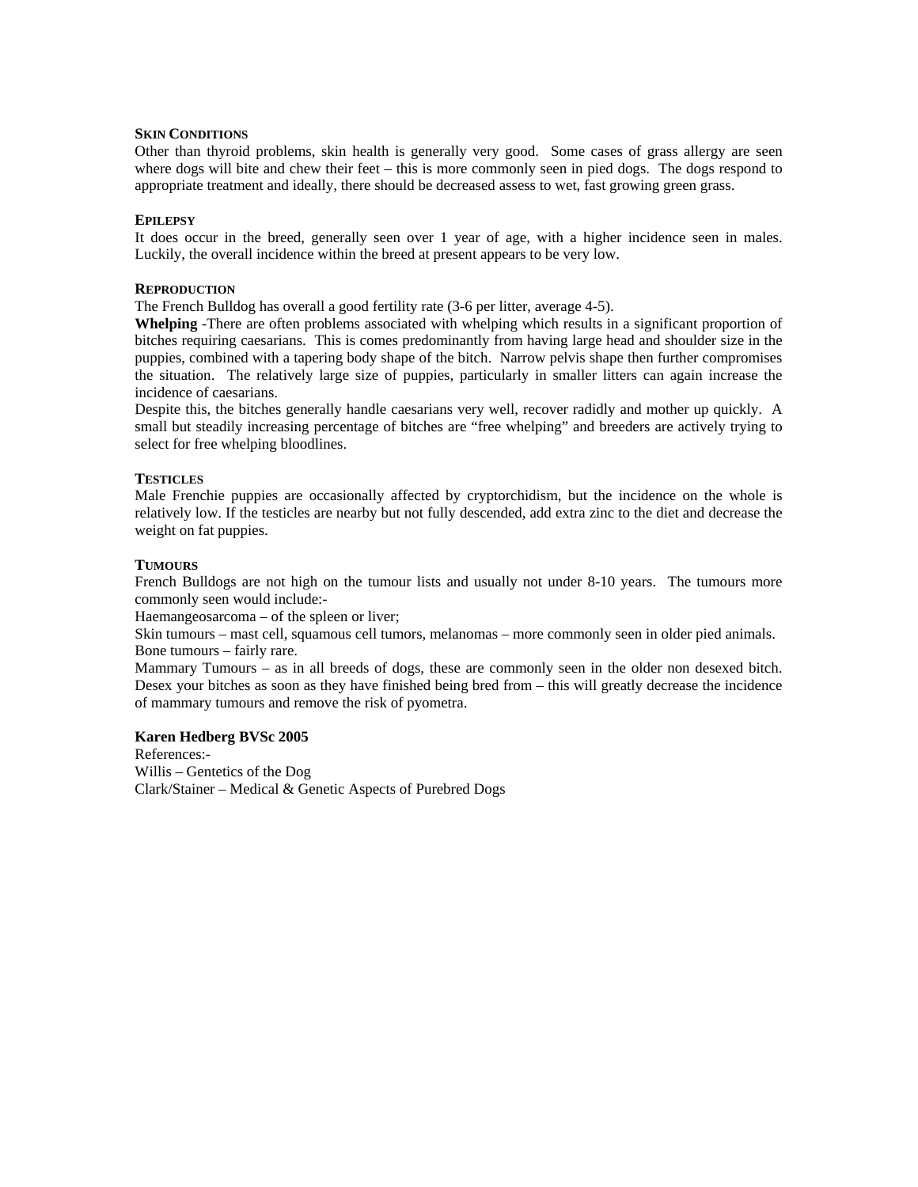### Skin Conditions

Other than thyroid problems, skin health is generally very good. Some cases of grass allergy are seen where dogs will bite and chew their feet – this is more commonly seen in pied dogs. The dogs respond to appropriate treatment and ideally, there should be decreased assess to wet, fast growing green grass.

### Epilepsy

It does occur in the breed, generally seen over 1 year of age, with a higher incidence seen in males. Luckily, the overall incidence within the breed at present appears to be very low.

### Reproduction

The French Bulldog has overall a good fertility rate (3-6 per litter, average 4-5).

**Whelping** -There are often problems associated with whelping which results in a significant proportion of bitches requiring caesarians. This is comes predominantly from having large head and shoulder size in the puppies, combined with a tapering body shape of the bitch. Narrow pelvis shape then further compromises the situation. The relatively large size of puppies, particularly in smaller litters can again increase the incidence of caesarians.

Despite this, the bitches generally handle caesarians very well, recover radidly and mother up quickly. A small but steadily increasing percentage of bitches are "free whelping" and breeders are actively trying to select for free whelping bloodlines.

### Testicles

Male Frenchie puppies are occasionally affected by cryptorchidism, but the incidence on the whole is relatively low. If the testicles are nearby but not fully descended, add extra zinc to the diet and decrease the weight on fat puppies.

### Tumours

French Bulldogs are not high on the tumour lists and usually not under 8-10 years. The tumours more commonly seen would include:-

Haemangeosarcoma – of the spleen or liver;

Skin tumours – mast cell, squamous cell tumors, melanomas – more commonly seen in older pied animals.

Bone tumours – fairly rare.

Mammary Tumours – as in all breeds of dogs, these are commonly seen in the older non desexed bitch. Desex your bitches as soon as they have finished being bred from – this will greatly decrease the incidence of mammary tumours and remove the risk of pyometra.

**Karen Hedberg BVSc 2005**

References:-

Willis – Gentetics of the Dog

Clark/Stainer – Medical & Genetic Aspects of Purebred Dogs